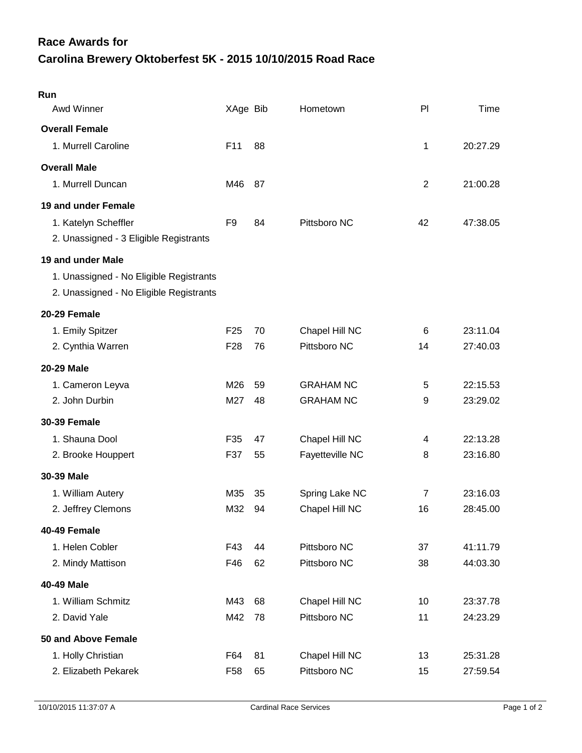# Race Awards for
# Carolina Brewery Oktoberfest 5K - 2015 10/10/2015 Road Race

**Run**

| Awd Winner | XAge | Bib | Hometown | Pl | Time |
|---|---|---|---|---|---|
| **Overall Female** | | | | | |
| 1. Murrell Caroline | F11 | 88 | | 1 | 20:27.29 |
| **Overall Male** | | | | | |
| 1. Murrell Duncan | M46 | 87 | | 2 | 21:00.28 |
| **19 and under Female** | | | | | |
| 1. Katelyn Scheffler | F9 | 84 | Pittsboro NC | 42 | 47:38.05 |
| 2. Unassigned - 3 Eligible Registrants | | | | | |
| **19 and under Male** | | | | | |
| 1. Unassigned - No Eligible Registrants | | | | | |
| 2. Unassigned - No Eligible Registrants | | | | | |
| **20-29 Female** | | | | | |
| 1. Emily Spitzer | F25 | 70 | Chapel Hill NC | 6 | 23:11.04 |
| 2. Cynthia Warren | F28 | 76 | Pittsboro NC | 14 | 27:40.03 |
| **20-29 Male** | | | | | |
| 1. Cameron Leyva | M26 | 59 | GRAHAM NC | 5 | 22:15.53 |
| 2. John Durbin | M27 | 48 | GRAHAM NC | 9 | 23:29.02 |
| **30-39 Female** | | | | | |
| 1. Shauna Dool | F35 | 47 | Chapel Hill NC | 4 | 22:13.28 |
| 2. Brooke Houppert | F37 | 55 | Fayetteville NC | 8 | 23:16.80 |
| **30-39 Male** | | | | | |
| 1. William Autery | M35 | 35 | Spring Lake NC | 7 | 23:16.03 |
| 2. Jeffrey Clemons | M32 | 94 | Chapel Hill NC | 16 | 28:45.00 |
| **40-49 Female** | | | | | |
| 1. Helen Cobler | F43 | 44 | Pittsboro NC | 37 | 41:11.79 |
| 2. Mindy Mattison | F46 | 62 | Pittsboro NC | 38 | 44:03.30 |
| **40-49 Male** | | | | | |
| 1. William Schmitz | M43 | 68 | Chapel Hill NC | 10 | 23:37.78 |
| 2. David Yale | M42 | 78 | Pittsboro NC | 11 | 24:23.29 |
| **50 and Above Female** | | | | | |
| 1. Holly Christian | F64 | 81 | Chapel Hill NC | 13 | 25:31.28 |
| 2. Elizabeth Pekarek | F58 | 65 | Pittsboro NC | 15 | 27:59.54 |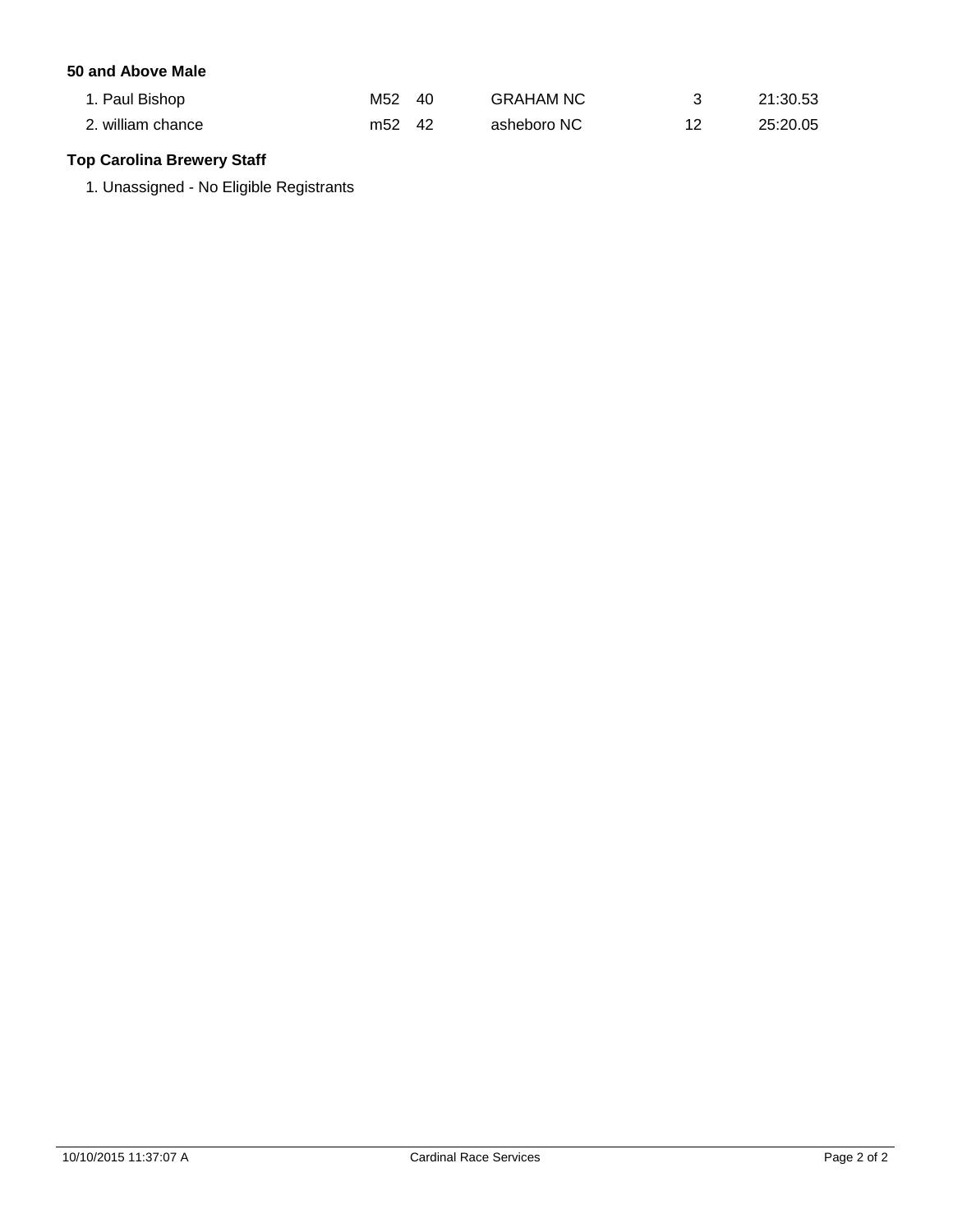### 50 and Above Male

| | | | | | |
|---|---|---|---|---|---|
| 1. Paul Bishop | M52 | 40 | GRAHAM NC | 3 | 21:30.53 |
| 2. william chance | m52 | 42 | asheboro NC | 12 | 25:20.05 |

### Top Carolina Brewery Staff

1. Unassigned - No Eligible Registrants